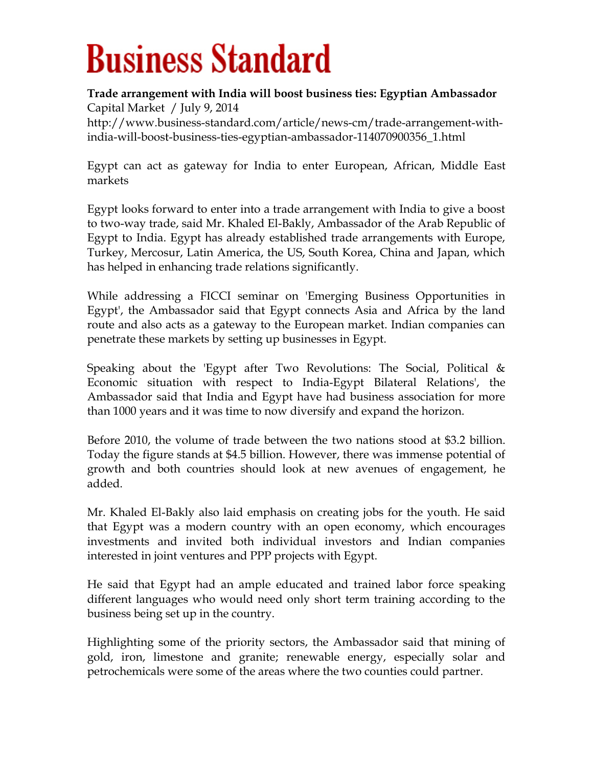# Business Standard

**Trade arrangement with India will boost business ties: Egyptian Ambassador**
Capital Market / July 9, 2014
http://www.business-standard.com/article/news-cm/trade-arrangement-with-india-will-boost-business-ties-egyptian-ambassador-114070900356_1.html

Egypt can act as gateway for India to enter European, African, Middle East markets

Egypt looks forward to enter into a trade arrangement with India to give a boost to two-way trade, said Mr. Khaled El-Bakly, Ambassador of the Arab Republic of Egypt to India. Egypt has already established trade arrangements with Europe, Turkey, Mercosur, Latin America, the US, South Korea, China and Japan, which has helped in enhancing trade relations significantly.

While addressing a FICCI seminar on 'Emerging Business Opportunities in Egypt', the Ambassador said that Egypt connects Asia and Africa by the land route and also acts as a gateway to the European market. Indian companies can penetrate these markets by setting up businesses in Egypt.

Speaking about the 'Egypt after Two Revolutions: The Social, Political & Economic situation with respect to India-Egypt Bilateral Relations', the Ambassador said that India and Egypt have had business association for more than 1000 years and it was time to now diversify and expand the horizon.

Before 2010, the volume of trade between the two nations stood at $3.2 billion. Today the figure stands at $4.5 billion. However, there was immense potential of growth and both countries should look at new avenues of engagement, he added.

Mr. Khaled El-Bakly also laid emphasis on creating jobs for the youth. He said that Egypt was a modern country with an open economy, which encourages investments and invited both individual investors and Indian companies interested in joint ventures and PPP projects with Egypt.

He said that Egypt had an ample educated and trained labor force speaking different languages who would need only short term training according to the business being set up in the country.

Highlighting some of the priority sectors, the Ambassador said that mining of gold, iron, limestone and granite; renewable energy, especially solar and petrochemicals were some of the areas where the two counties could partner.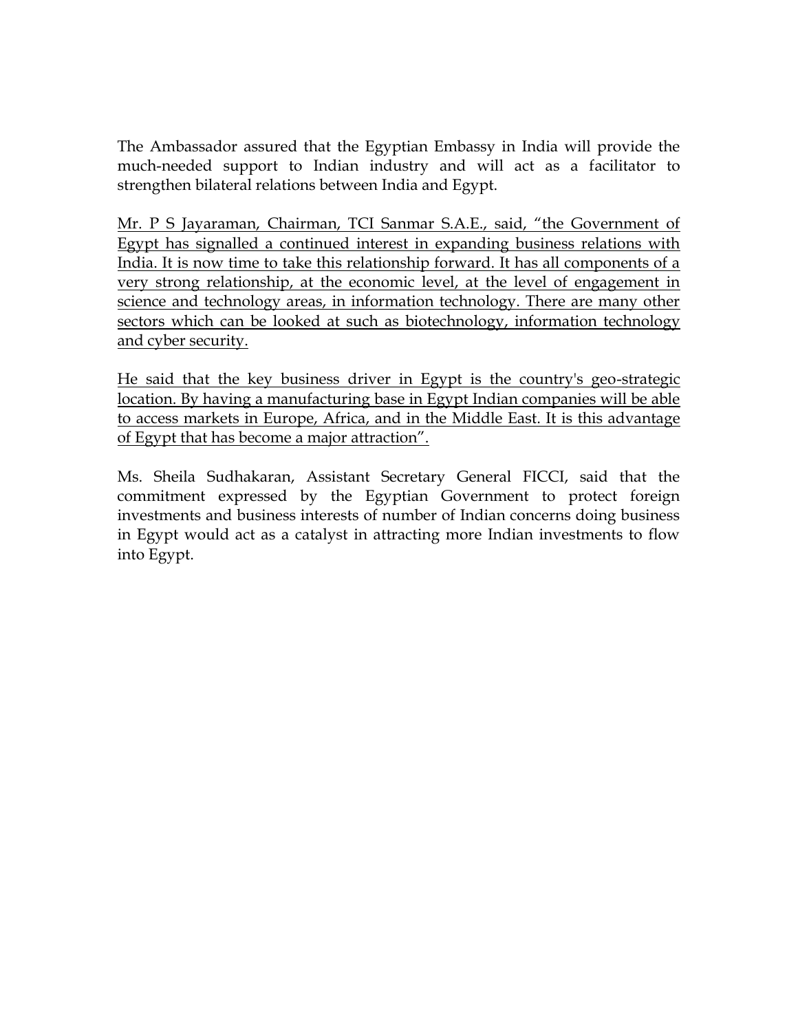The Ambassador assured that the Egyptian Embassy in India will provide the much-needed support to Indian industry and will act as a facilitator to strengthen bilateral relations between India and Egypt.

<u>Mr. P S Jayaraman, Chairman, TCI Sanmar S.A.E., said, "the Government of Egypt has signalled a continued interest in expanding business relations with India. It is now time to take this relationship forward. It has all components of a very strong relationship, at the economic level, at the level of engagement in science and technology areas, in information technology. There are many other sectors which can be looked at such as biotechnology, information technology and cyber security.</u>

<u>He said that the key business driver in Egypt is the country's geo-strategic location. By having a manufacturing base in Egypt Indian companies will be able to access markets in Europe, Africa, and in the Middle East. It is this advantage of Egypt that has become a major attraction".</u>

Ms. Sheila Sudhakaran, Assistant Secretary General FICCI, said that the commitment expressed by the Egyptian Government to protect foreign investments and business interests of number of Indian concerns doing business in Egypt would act as a catalyst in attracting more Indian investments to flow into Egypt.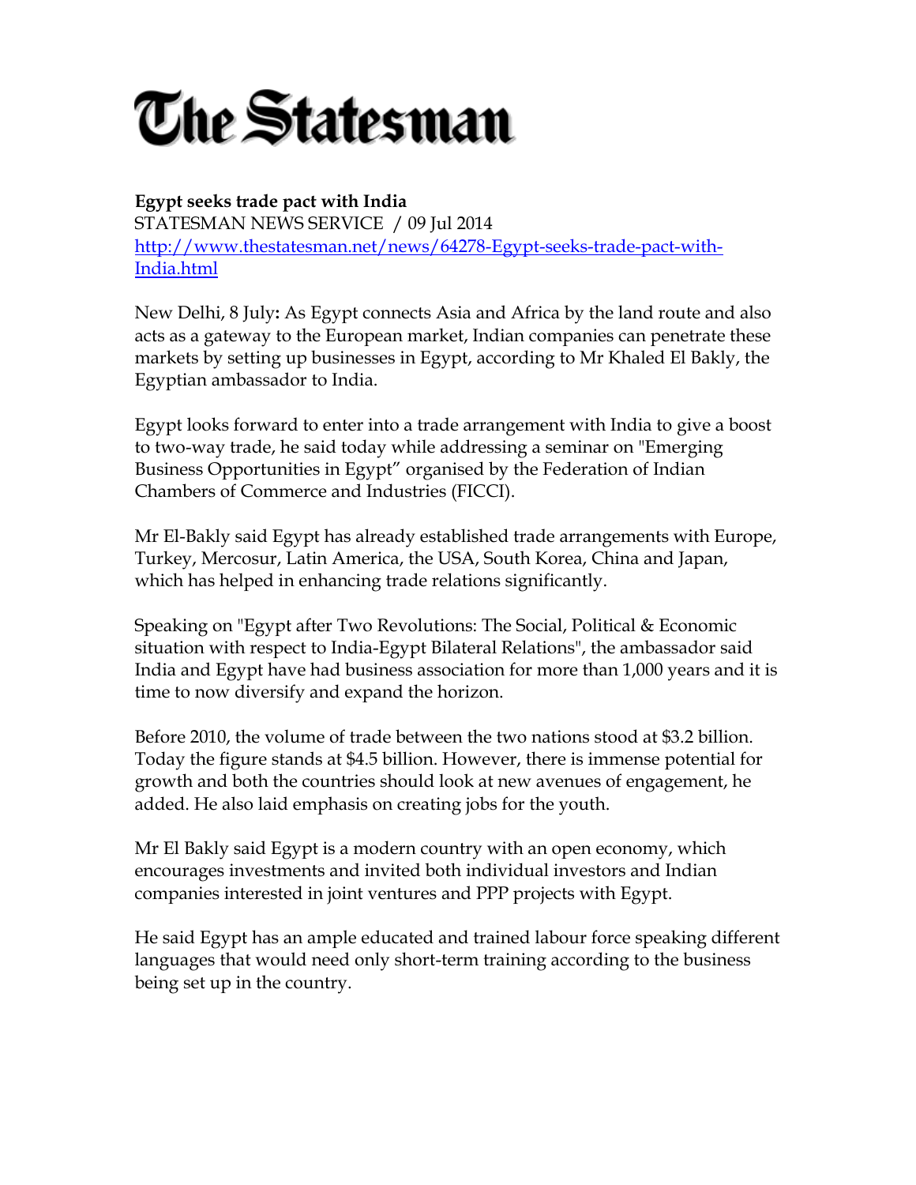# The Statesman

**Egypt seeks trade pact with India**
STATESMAN NEWS SERVICE / 09 Jul 2014
http://www.thestatesman.net/news/64278-Egypt-seeks-trade-pact-with-India.html

New Delhi, 8 July**:** As Egypt connects Asia and Africa by the land route and also acts as a gateway to the European market, Indian companies can penetrate these markets by setting up businesses in Egypt, according to Mr Khaled El Bakly, the Egyptian ambassador to India.

Egypt looks forward to enter into a trade arrangement with India to give a boost to two-way trade, he said today while addressing a seminar on "Emerging Business Opportunities in Egypt" organised by the Federation of Indian Chambers of Commerce and Industries (FICCI).

Mr El-Bakly said Egypt has already established trade arrangements with Europe, Turkey, Mercosur, Latin America, the USA, South Korea, China and Japan, which has helped in enhancing trade relations significantly.

Speaking on "Egypt after Two Revolutions: The Social, Political & Economic situation with respect to India-Egypt Bilateral Relations", the ambassador said India and Egypt have had business association for more than 1,000 years and it is time to now diversify and expand the horizon.

Before 2010, the volume of trade between the two nations stood at $3.2 billion. Today the figure stands at $4.5 billion. However, there is immense potential for growth and both the countries should look at new avenues of engagement, he added. He also laid emphasis on creating jobs for the youth.

Mr El Bakly said Egypt is a modern country with an open economy, which encourages investments and invited both individual investors and Indian companies interested in joint ventures and PPP projects with Egypt.

He said Egypt has an ample educated and trained labour force speaking different languages that would need only short-term training according to the business being set up in the country.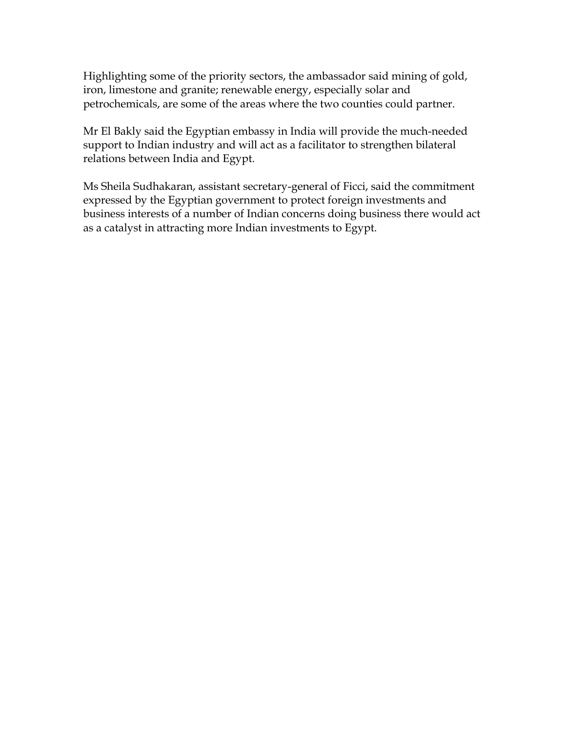Highlighting some of the priority sectors, the ambassador said mining of gold, iron, limestone and granite; renewable energy, especially solar and petrochemicals, are some of the areas where the two counties could partner.

Mr El Bakly said the Egyptian embassy in India will provide the much-needed support to Indian industry and will act as a facilitator to strengthen bilateral relations between India and Egypt.

Ms Sheila Sudhakaran, assistant secretary-general of Ficci, said the commitment expressed by the Egyptian government to protect foreign investments and business interests of a number of Indian concerns doing business there would act as a catalyst in attracting more Indian investments to Egypt.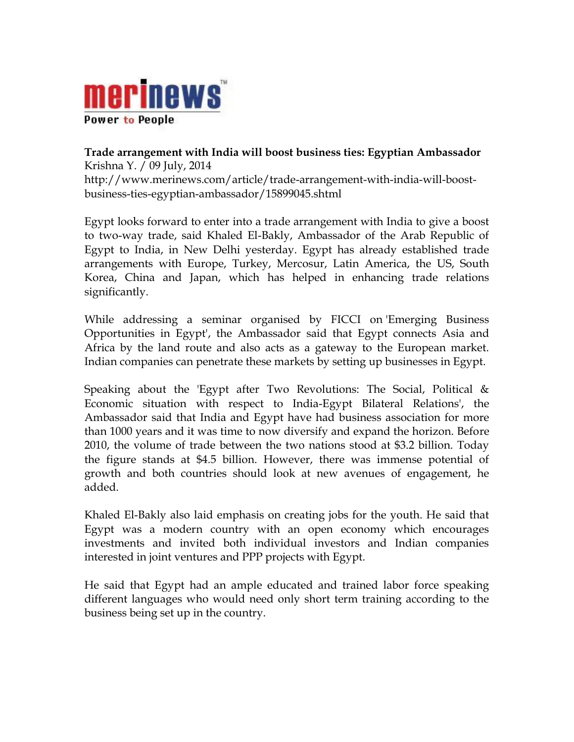merinews™
Power to People

**Trade arrangement with India will boost business ties: Egyptian Ambassador**
Krishna Y. / 09 July, 2014
http://www.merinews.com/article/trade-arrangement-with-india-will-boost-business-ties-egyptian-ambassador/15899045.shtml

Egypt looks forward to enter into a trade arrangement with India to give a boost to two-way trade, said Khaled El-Bakly, Ambassador of the Arab Republic of Egypt to India, in New Delhi yesterday. Egypt has already established trade arrangements with Europe, Turkey, Mercosur, Latin America, the US, South Korea, China and Japan, which has helped in enhancing trade relations significantly.

While addressing a seminar organised by FICCI on 'Emerging Business Opportunities in Egypt', the Ambassador said that Egypt connects Asia and Africa by the land route and also acts as a gateway to the European market. Indian companies can penetrate these markets by setting up businesses in Egypt.

Speaking about the 'Egypt after Two Revolutions: The Social, Political & Economic situation with respect to India-Egypt Bilateral Relations', the Ambassador said that India and Egypt have had business association for more than 1000 years and it was time to now diversify and expand the horizon. Before 2010, the volume of trade between the two nations stood at $3.2 billion. Today the figure stands at $4.5 billion. However, there was immense potential of growth and both countries should look at new avenues of engagement, he added.

Khaled El-Bakly also laid emphasis on creating jobs for the youth. He said that Egypt was a modern country with an open economy which encourages investments and invited both individual investors and Indian companies interested in joint ventures and PPP projects with Egypt.

He said that Egypt had an ample educated and trained labor force speaking different languages who would need only short term training according to the business being set up in the country.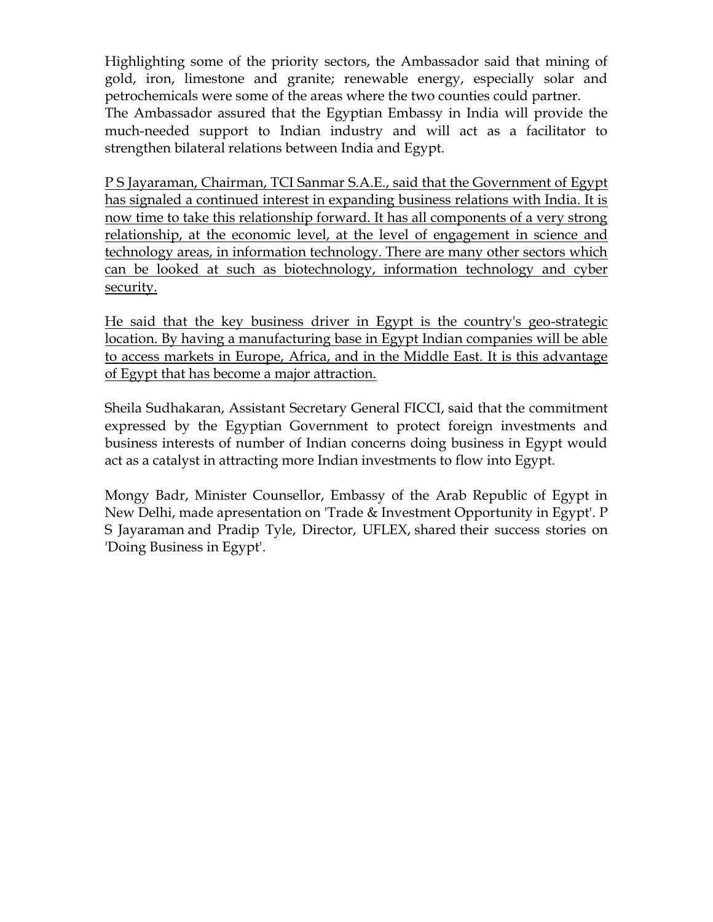Highlighting some of the priority sectors, the Ambassador said that mining of gold, iron, limestone and granite; renewable energy, especially solar and petrochemicals were some of the areas where the two counties could partner.
The Ambassador assured that the Egyptian Embassy in India will provide the much-needed support to Indian industry and will act as a facilitator to strengthen bilateral relations between India and Egypt.

<u>P S Jayaraman, Chairman, TCI Sanmar S.A.E., said that the Government of Egypt has signaled a continued interest in expanding business relations with India. It is now time to take this relationship forward. It has all components of a very strong relationship, at the economic level, at the level of engagement in science and technology areas, in information technology. There are many other sectors which can be looked at such as biotechnology, information technology and cyber security.</u>

<u>He said that the key business driver in Egypt is the country's geo-strategic location. By having a manufacturing base in Egypt Indian companies will be able to access markets in Europe, Africa, and in the Middle East. It is this advantage of Egypt that has become a major attraction.</u>

Sheila Sudhakaran, Assistant Secretary General FICCI, said that the commitment expressed by the Egyptian Government to protect foreign investments and business interests of number of Indian concerns doing business in Egypt would act as a catalyst in attracting more Indian investments to flow into Egypt.

Mongy Badr, Minister Counsellor, Embassy of the Arab Republic of Egypt in New Delhi, made apresentation on 'Trade & Investment Opportunity in Egypt'. P S Jayaraman and Pradip Tyle, Director, UFLEX, shared their success stories on 'Doing Business in Egypt'.